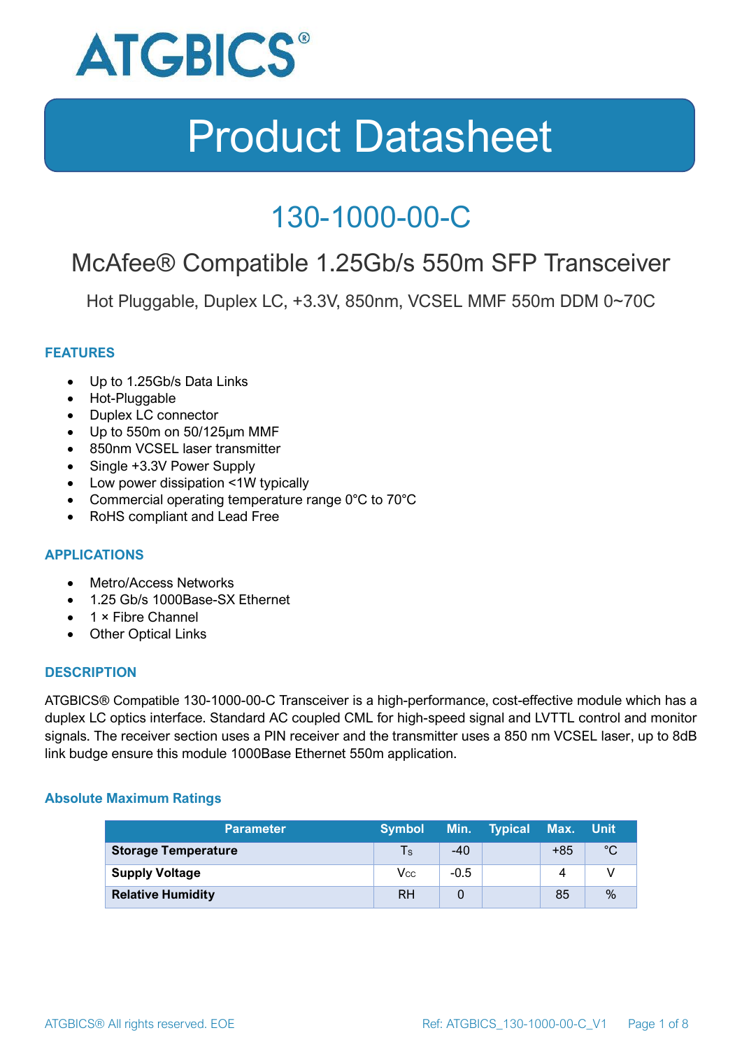ATGBICS®

# Product Datasheet

## 130-1000-00-C

### McAfee® Compatible 1.25Gb/s 550m SFP Transceiver

Hot Pluggable, Duplex LC, +3.3V, 850nm, VCSEL MMF 550m DDM 0~70C

#### FEATURES

- Up to 1.25Gb/s Data Links
- Hot-Pluggable
- Duplex LC connector
- Up to 550m on 50/125μm MMF
- 850nm VCSEL laser transmitter
- Single +3.3V Power Supply
- Low power dissipation <1W typically
- Commercial operating temperature range 0°C to 70°C
- RoHS compliant and Lead Free

#### APPLICATIONS

- Metro/Access Networks
- 1.25 Gb/s 1000Base-SX Ethernet
- 1 × Fibre Channel
- Other Optical Links

#### DESCRIPTION

ATGBICS® Compatible 130-1000-00-C Transceiver is a high-performance, cost-effective module which has a duplex LC optics interface. Standard AC coupled CML for high-speed signal and LVTTL control and monitor signals. The receiver section uses a PIN receiver and the transmitter uses a 850 nm VCSEL laser, up to 8dB link budge ensure this module 1000Base Ethernet 550m application.

#### Absolute Maximum Ratings

| Parameter | Symbol | Min. | Typical | Max. | Unit |
|---|---|---|---|---|---|
| **Storage Temperature** | $T_S$ | -40 | | +85 | °C |
| **Supply Voltage** | $V_{CC}$ | -0.5 | | 4 | V |
| **Relative Humidity** | RH | 0 | | 85 | % |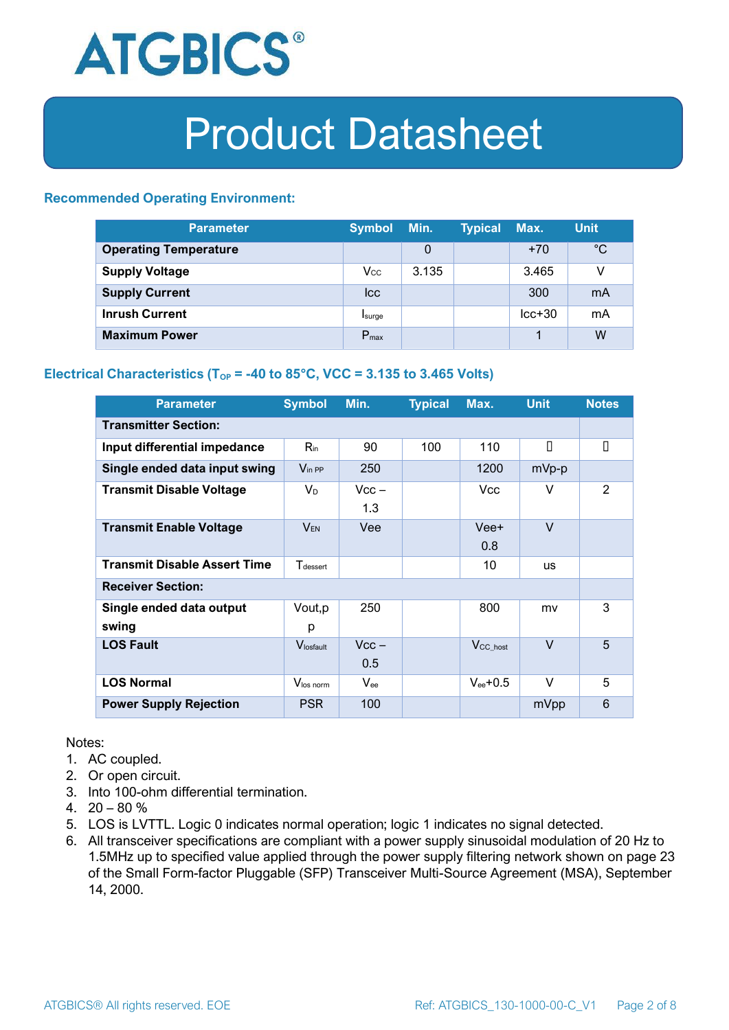### Recommended Operating Environment:

| Parameter | Symbol | Min. | Typical | Max. | Unit |
|---|---|---|---|---|---|
| **Operating Temperature** | | 0 | | +70 | °C |
| **Supply Voltage** | $V_{CC}$ | 3.135 | | 3.465 | V |
| **Supply Current** | Icc | | | 300 | mA |
| **Inrush Current** | $I_{surge}$ | | | Icc+30 | mA |
| **Maximum Power** | $P_{max}$ | | | 1 | W |

### Electrical Characteristics ($T_{OP}$ = -40 to 85°C, VCC = 3.135 to 3.465 Volts)

| Parameter | Symbol | Min. | Typical | Max. | Unit | Notes |
|---|---|---|---|---|---|---|
| **Transmitter Section:** | | | | | | |
| **Input differential impedance** | $R_{in}$ | 90 | 100 | 110 | | |
| **Single ended data input swing** | $V_{in\ PP}$ | 250 | | 1200 | mVp-p | |
| **Transmit Disable Voltage** | $V_D$ | Vcc – 1.3 | | Vcc | V | 2 |
| **Transmit Enable Voltage** | $V_{EN}$ | Vee | | Vee+ 0.8 | V | |
| **Transmit Disable Assert Time** | $T_{dessert}$ | | | 10 | us | |
| **Receiver Section:** | | | | | | |
| **Single ended data output swing** | Vout,p p | 250 | | 800 | mv | 3 |
| **LOS Fault** | $V_{losfault}$ | Vcc – 0.5 | | $V_{CC\_host}$ | V | 5 |
| **LOS Normal** | $V_{los\ norm}$ | $V_{ee}$ | | $V_{ee}$+0.5 | V | 5 |
| **Power Supply Rejection** | PSR | 100 | | | mVpp | 6 |

Notes:

1. AC coupled.
2. Or open circuit.
3. Into 100-ohm differential termination.
4. 20 – 80 %
5. LOS is LVTTL. Logic 0 indicates normal operation; logic 1 indicates no signal detected.
6. All transceiver specifications are compliant with a power supply sinusoidal modulation of 20 Hz to 1.5MHz up to specified value applied through the power supply filtering network shown on page 23 of the Small Form-factor Pluggable (SFP) Transceiver Multi-Source Agreement (MSA), September 14, 2000.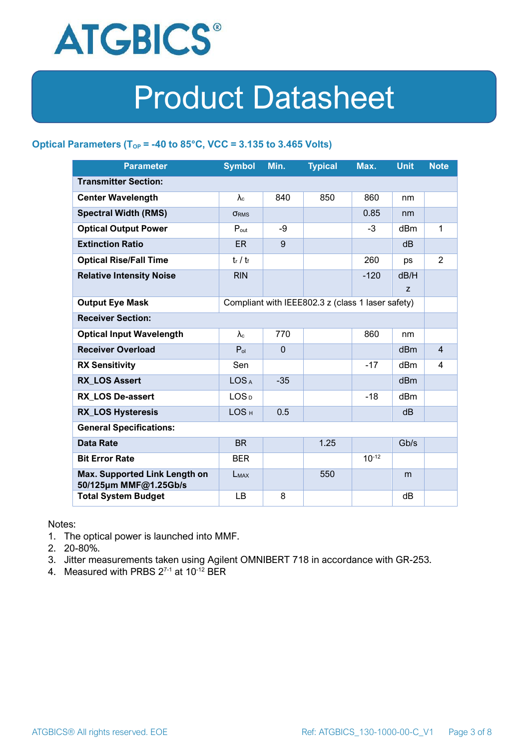### Optical Parameters ($T_{OP}$ = -40 to 85°C, VCC = 3.135 to 3.465 Volts)

| Parameter | Symbol | Min. | Typical | Max. | Unit | Note |
|---|---|---|---|---|---|---|
| **Transmitter Section:** | | | | | | |
| **Center Wavelength** | $\lambda_c$ | 840 | 850 | 860 | nm | |
| **Spectral Width (RMS)** | $\sigma_{RMS}$ | | | 0.85 | nm | |
| **Optical Output Power** | $P_{out}$ | -9 | | -3 | dBm | 1 |
| **Extinction Ratio** | ER | 9 | | | dB | |
| **Optical Rise/Fall Time** | $t_r$ / $t_f$ | | | 260 | ps | 2 |
| **Relative Intensity Noise** | RIN | | | -120 | dB/Hz | |
| **Output Eye Mask** | Compliant with IEEE802.3 z (class 1 laser safety) | | | | | |
| **Receiver Section:** | | | | | | |
| **Optical Input Wavelength** | $\lambda_c$ | 770 | | 860 | nm | |
| **Receiver Overload** | $P_{ol}$ | 0 | | | dBm | 4 |
| **RX Sensitivity** | Sen | | | -17 | dBm | 4 |
| **RX_LOS Assert** | $LOS_A$ | -35 | | | dBm | |
| **RX_LOS De-assert** | $LOS_D$ | | | -18 | dBm | |
| **RX_LOS Hysteresis** | $LOS_H$ | 0.5 | | | dB | |
| **General Specifications:** | | | | | | |
| **Data Rate** | BR | | 1.25 | | Gb/s | |
| **Bit Error Rate** | BER | | | $10^{-12}$ | | |
| **Max. Supported Link Length on 50/125µm MMF@1.25Gb/s** | $L_{MAX}$ | | 550 | | m | |
| **Total System Budget** | LB | 8 | | | dB | |

Notes:

1. The optical power is launched into MMF.
2. 20-80%.
3. Jitter measurements taken using Agilent OMNIBERT 718 in accordance with GR-253.
4. Measured with PRBS $2^{7-1}$ at $10^{-12}$ BER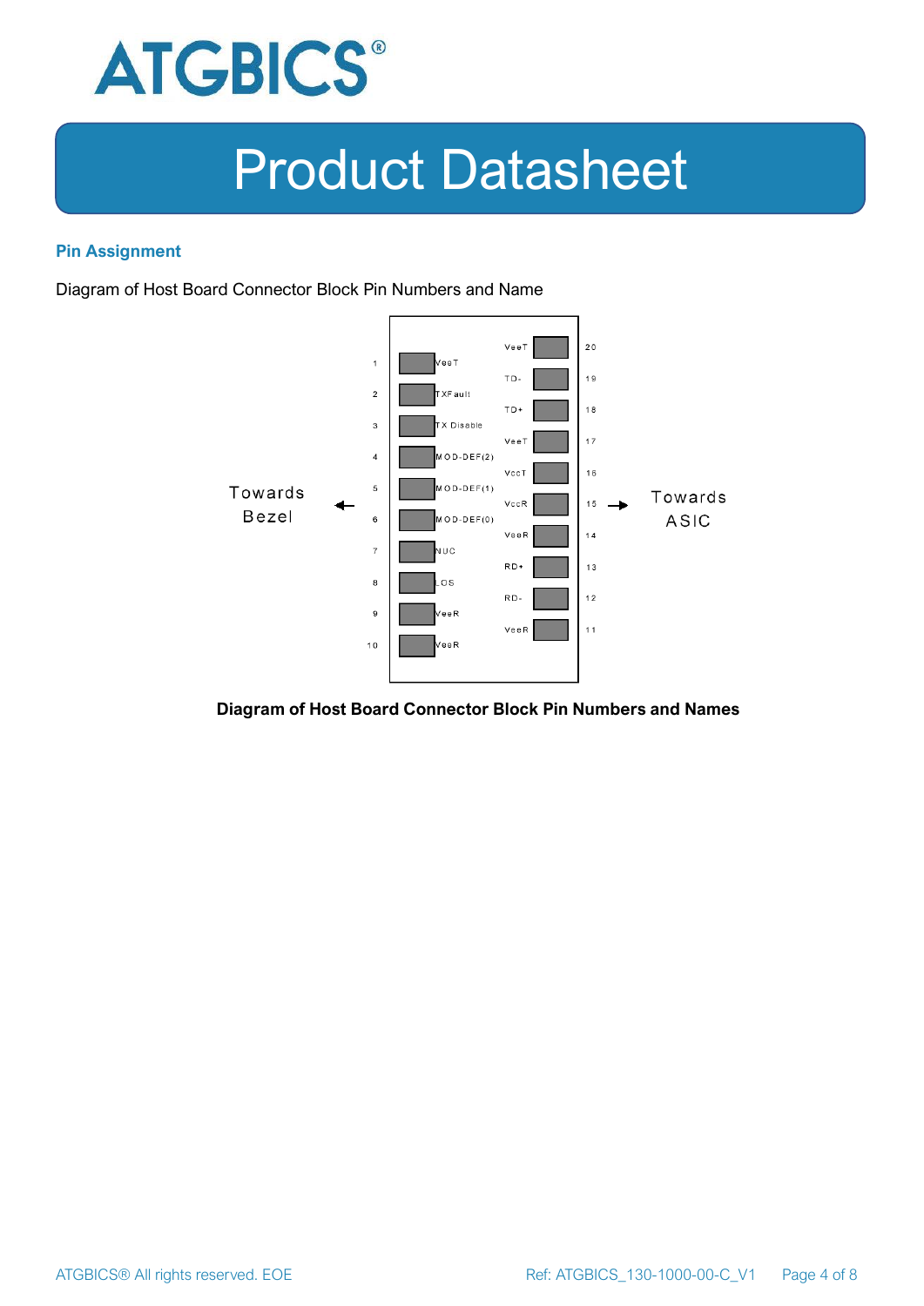## Pin Assignment

Diagram of Host Board Connector Block Pin Numbers and Name

| Pin | Name | Name | Pin |
|---|---|---|---|
| | | VeeT | 20 |
| 1 | VeeT | TD- | 19 |
| 2 | TXFault | TD+ | 18 |
| 3 | TX Disable | VeeT | 17 |
| 4 | MOD-DEF(2) | VccT | 16 |
| 5 | MOD-DEF(1) | VccR | 15 |
| 6 | MOD-DEF(0) | VeeR | 14 |
| 7 | NUC | RD+ | 13 |
| 8 | LOS | RD- | 12 |
| 9 | VeeR | VeeR | 11 |
| 10 | VeeR | | |

Towards Bezel ← → Towards ASIC

**Diagram of Host Board Connector Block Pin Numbers and Names**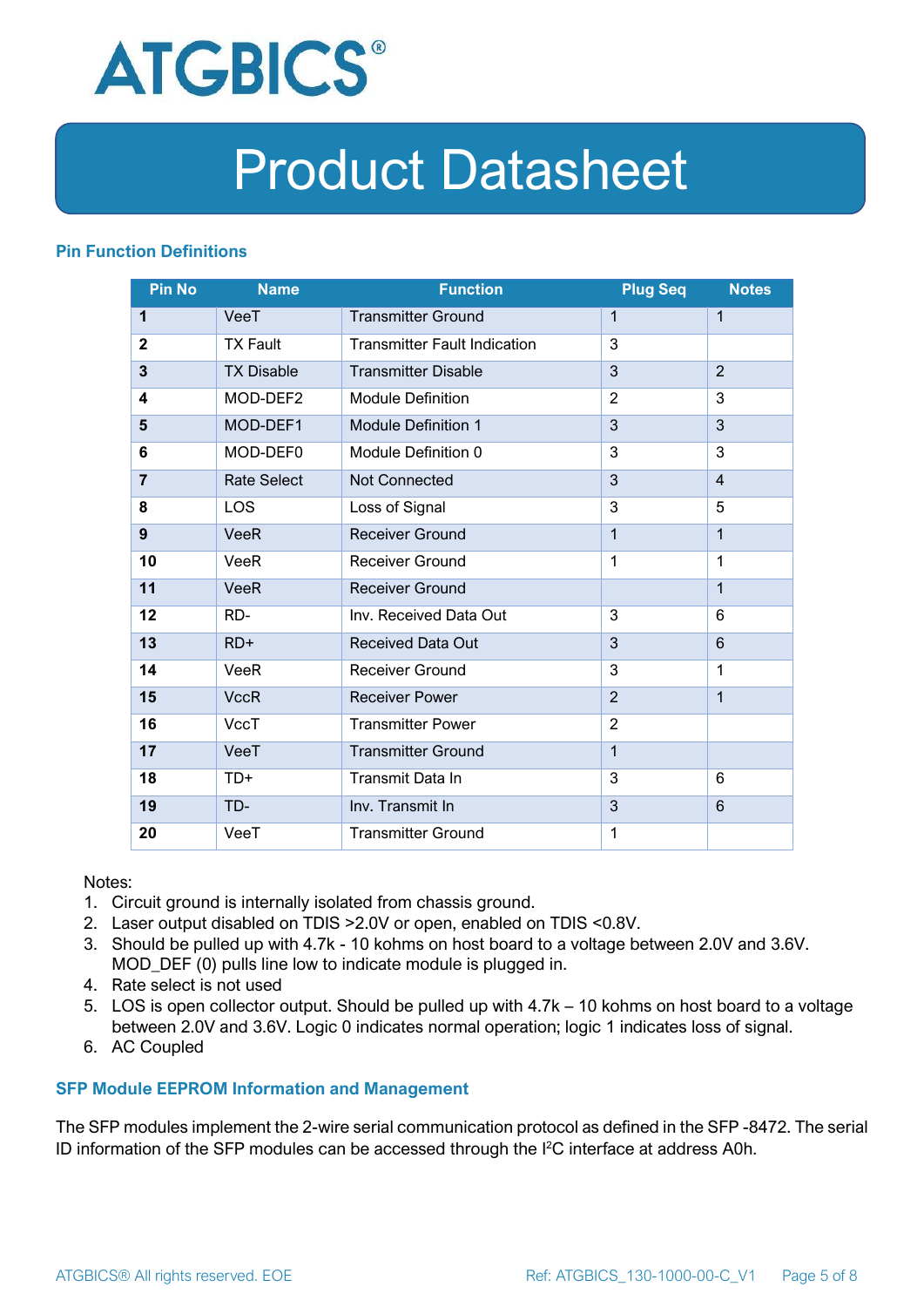## Pin Function Definitions

| Pin No | Name | Function | Plug Seq | Notes |
|---|---|---|---|---|
| **1** | VeeT | Transmitter Ground | 1 | 1 |
| **2** | TX Fault | Transmitter Fault Indication | 3 | |
| **3** | TX Disable | Transmitter Disable | 3 | 2 |
| **4** | MOD-DEF2 | Module Definition | 2 | 3 |
| **5** | MOD-DEF1 | Module Definition 1 | 3 | 3 |
| **6** | MOD-DEF0 | Module Definition 0 | 3 | 3 |
| **7** | Rate Select | Not Connected | 3 | 4 |
| **8** | LOS | Loss of Signal | 3 | 5 |
| **9** | VeeR | Receiver Ground | 1 | 1 |
| **10** | VeeR | Receiver Ground | 1 | 1 |
| **11** | VeeR | Receiver Ground | | 1 |
| **12** | RD- | Inv. Received Data Out | 3 | 6 |
| **13** | RD+ | Received Data Out | 3 | 6 |
| **14** | VeeR | Receiver Ground | 3 | 1 |
| **15** | VccR | Receiver Power | 2 | 1 |
| **16** | VccT | Transmitter Power | 2 | |
| **17** | VeeT | Transmitter Ground | 1 | |
| **18** | TD+ | Transmit Data In | 3 | 6 |
| **19** | TD- | Inv. Transmit In | 3 | 6 |
| **20** | VeeT | Transmitter Ground | 1 | |

Notes:
1. Circuit ground is internally isolated from chassis ground.
2. Laser output disabled on TDIS >2.0V or open, enabled on TDIS <0.8V.
3. Should be pulled up with 4.7k - 10 kohms on host board to a voltage between 2.0V and 3.6V. MOD_DEF (0) pulls line low to indicate module is plugged in.
4. Rate select is not used
5. LOS is open collector output. Should be pulled up with 4.7k – 10 kohms on host board to a voltage between 2.0V and 3.6V. Logic 0 indicates normal operation; logic 1 indicates loss of signal.
6. AC Coupled

## SFP Module EEPROM Information and Management

The SFP modules implement the 2-wire serial communication protocol as defined in the SFP -8472. The serial ID information of the SFP modules can be accessed through the I$^2$C interface at address A0h.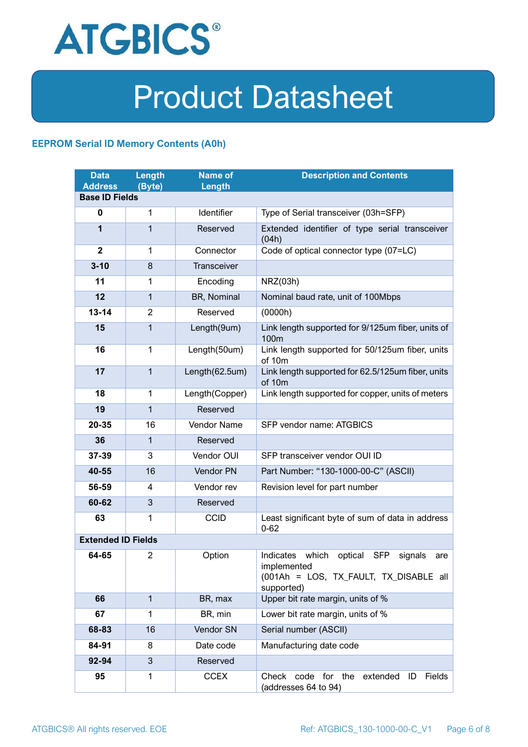## EEPROM Serial ID Memory Contents (A0h)

| Data Address | Length (Byte) | Name of Length | Description and Contents |
|---|---|---|---|
| **Base ID Fields** | | | |
| **0** | 1 | Identifier | Type of Serial transceiver (03h=SFP) |
| **1** | 1 | Reserved | Extended identifier of type serial transceiver (04h) |
| **2** | 1 | Connector | Code of optical connector type (07=LC) |
| **3-10** | 8 | Transceiver | |
| **11** | 1 | Encoding | NRZ(03h) |
| **12** | 1 | BR, Nominal | Nominal baud rate, unit of 100Mbps |
| **13-14** | 2 | Reserved | (0000h) |
| **15** | 1 | Length(9um) | Link length supported for 9/125um fiber, units of 100m |
| **16** | 1 | Length(50um) | Link length supported for 50/125um fiber, units of 10m |
| **17** | 1 | Length(62.5um) | Link length supported for 62.5/125um fiber, units of 10m |
| **18** | 1 | Length(Copper) | Link length supported for copper, units of meters |
| **19** | 1 | Reserved | |
| **20-35** | 16 | Vendor Name | SFP vendor name: ATGBICS |
| **36** | 1 | Reserved | |
| **37-39** | 3 | Vendor OUI | SFP transceiver vendor OUI ID |
| **40-55** | 16 | Vendor PN | Part Number: "130-1000-00-C" (ASCII) |
| **56-59** | 4 | Vendor rev | Revision level for part number |
| **60-62** | 3 | Reserved | |
| **63** | 1 | CCID | Least significant byte of sum of data in address 0-62 |
| **Extended ID Fields** | | | |
| **64-65** | 2 | Option | Indicates which optical SFP signals are implemented (001Ah = LOS, TX_FAULT, TX_DISABLE all supported) |
| **66** | 1 | BR, max | Upper bit rate margin, units of % |
| **67** | 1 | BR, min | Lower bit rate margin, units of % |
| **68-83** | 16 | Vendor SN | Serial number (ASCII) |
| **84-91** | 8 | Date code | Manufacturing date code |
| **92-94** | 3 | Reserved | |
| **95** | 1 | CCEX | Check code for the extended ID Fields (addresses 64 to 94) |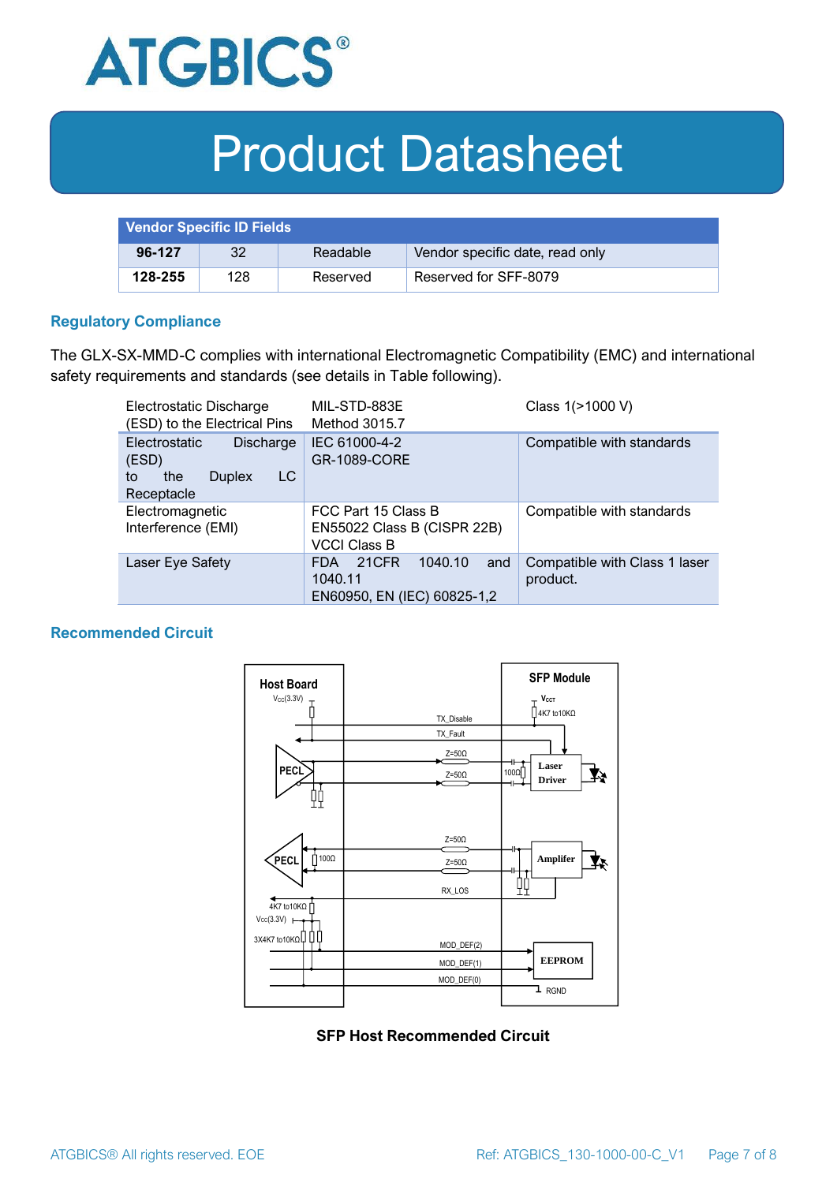| Vendor Specific ID Fields | | | |
|---|---|---|---|
| **96-127** | 32 | Readable | Vendor specific date, read only |
| **128-255** | 128 | Reserved | Reserved for SFF-8079 |

## Regulatory Compliance

The GLX-SX-MMD-C complies with international Electromagnetic Compatibility (EMC) and international safety requirements and standards (see details in Table following).

| Electrostatic Discharge (ESD) to the Electrical Pins | MIL-STD-883E Method 3015.7 | Class 1(>1000 V) |
|---|---|---|
| Electrostatic Discharge (ESD) to the Duplex LC Receptacle | IEC 61000-4-2 GR-1089-CORE | Compatible with standards |
| Electromagnetic Interference (EMI) | FCC Part 15 Class B EN55022 Class B (CISPR 22B) VCCI Class B | Compatible with standards |
| Laser Eye Safety | FDA 21CFR 1040.10 and 1040.11 EN60950, EN (IEC) 60825-1,2 | Compatible with Class 1 laser product. |

## Recommended Circuit

SFP Host Recommended Circuit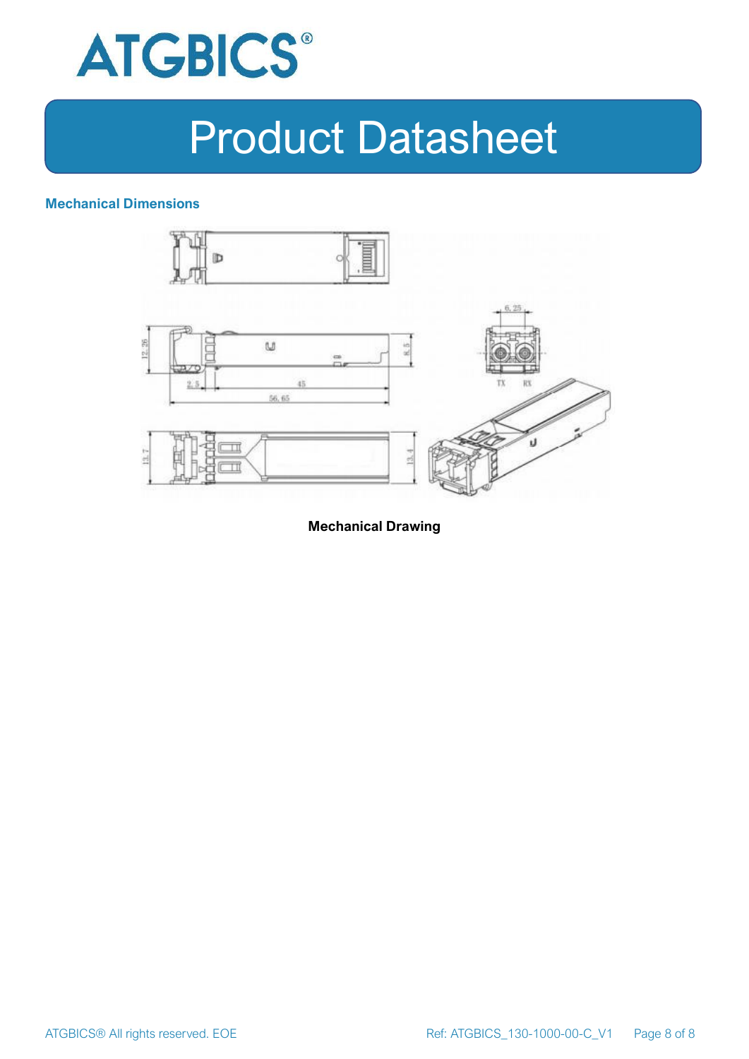## Mechanical Dimensions

12.26

8.5

2.5

45

56.65

6.25

TX RX

13.7

13.4

**Mechanical Drawing**